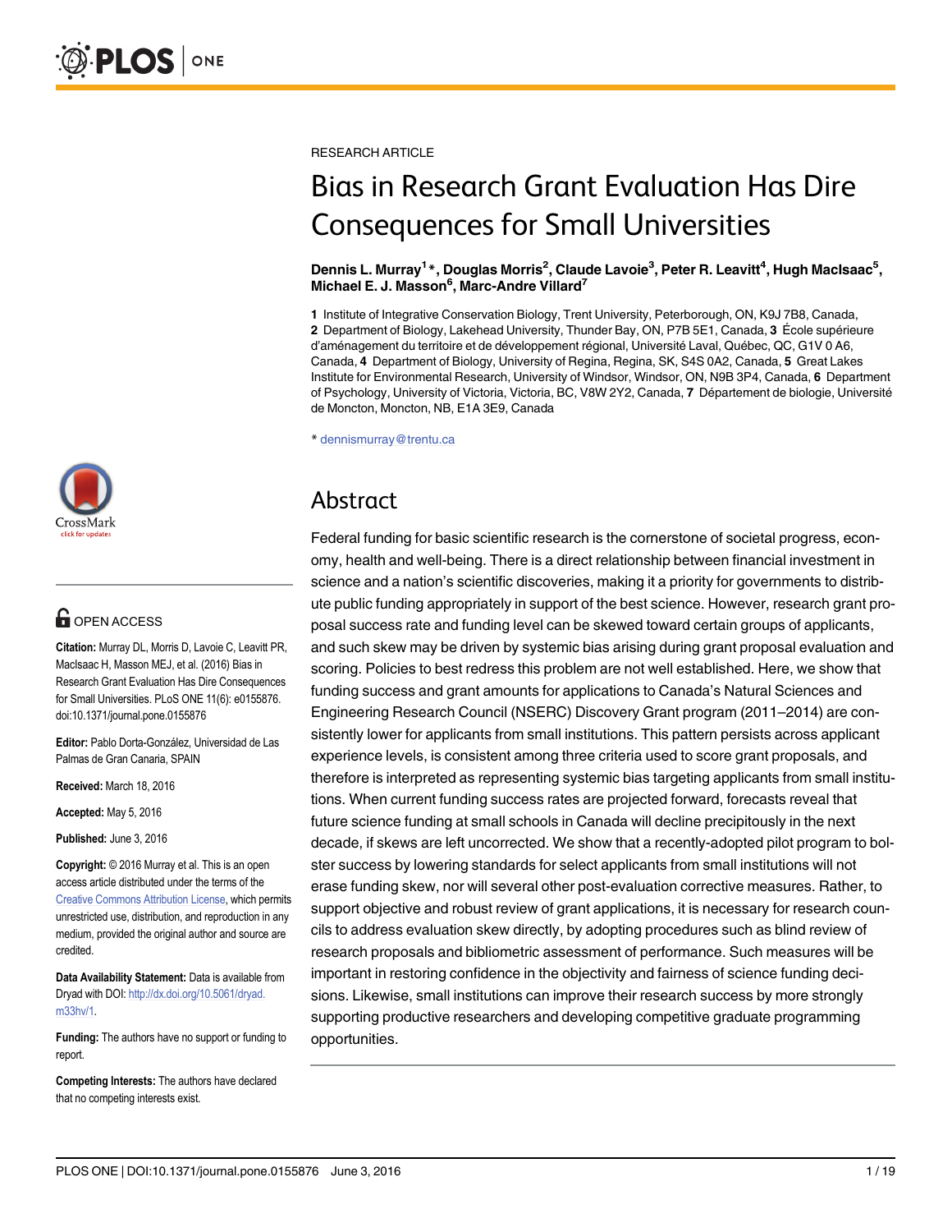RESEARCH ARTICLE

# Bias in Research Grant Evaluation Has Dire Consequences for Small Universities

**Dennis L. Murray[1]\*, Douglas Morris[2], Claude Lavoie[3], Peter R. Leavitt[4], Hugh MacIsaac[5], Michael E. J. Masson[6], Marc-Andre Villard[7]**

**1** Institute of Integrative Conservation Biology, Trent University, Peterborough, ON, K9J 7B8, Canada, **2** Department of Biology, Lakehead University, Thunder Bay, ON, P7B 5E1, Canada, **3** École supérieure d'aménagement du territoire et de développement régional, Université Laval, Québec, QC, G1V 0 A6, Canada, **4** Department of Biology, University of Regina, Regina, SK, S4S 0A2, Canada, **5** Great Lakes Institute for Environmental Research, University of Windsor, Windsor, ON, N9B 3P4, Canada, **6** Department of Psychology, University of Victoria, Victoria, BC, V8W 2Y2, Canada, **7** Département de biologie, Université de Moncton, Moncton, NB, E1A 3E9, Canada

\* dennismurray@trentu.ca

OPEN ACCESS

**Citation:** Murray DL, Morris D, Lavoie C, Leavitt PR, MacIsaac H, Masson MEJ, et al. (2016) Bias in Research Grant Evaluation Has Dire Consequences for Small Universities. PLoS ONE 11(6): e0155876. doi:10.1371/journal.pone.0155876

**Editor:** Pablo Dorta-González, Universidad de Las Palmas de Gran Canaria, SPAIN

**Received:** March 18, 2016

**Accepted:** May 5, 2016

**Published:** June 3, 2016

**Copyright:** © 2016 Murray et al. This is an open access article distributed under the terms of the Creative Commons Attribution License, which permits unrestricted use, distribution, and reproduction in any medium, provided the original author and source are credited.

**Data Availability Statement:** Data is available from Dryad with DOI: http://dx.doi.org/10.5061/dryad.m33hv/1.

**Funding:** The authors have no support or funding to report.

**Competing Interests:** The authors have declared that no competing interests exist.

## Abstract

Federal funding for basic scientific research is the cornerstone of societal progress, economy, health and well-being. There is a direct relationship between financial investment in science and a nation's scientific discoveries, making it a priority for governments to distribute public funding appropriately in support of the best science. However, research grant proposal success rate and funding level can be skewed toward certain groups of applicants, and such skew may be driven by systemic bias arising during grant proposal evaluation and scoring. Policies to best redress this problem are not well established. Here, we show that funding success and grant amounts for applications to Canada's Natural Sciences and Engineering Research Council (NSERC) Discovery Grant program (2011–2014) are consistently lower for applicants from small institutions. This pattern persists across applicant experience levels, is consistent among three criteria used to score grant proposals, and therefore is interpreted as representing systemic bias targeting applicants from small institutions. When current funding success rates are projected forward, forecasts reveal that future science funding at small schools in Canada will decline precipitously in the next decade, if skews are left uncorrected. We show that a recently-adopted pilot program to bolster success by lowering standards for select applicants from small institutions will not erase funding skew, nor will several other post-evaluation corrective measures. Rather, to support objective and robust review of grant applications, it is necessary for research councils to address evaluation skew directly, by adopting procedures such as blind review of research proposals and bibliometric assessment of performance. Such measures will be important in restoring confidence in the objectivity and fairness of science funding decisions. Likewise, small institutions can improve their research success by more strongly supporting productive researchers and developing competitive graduate programming opportunities.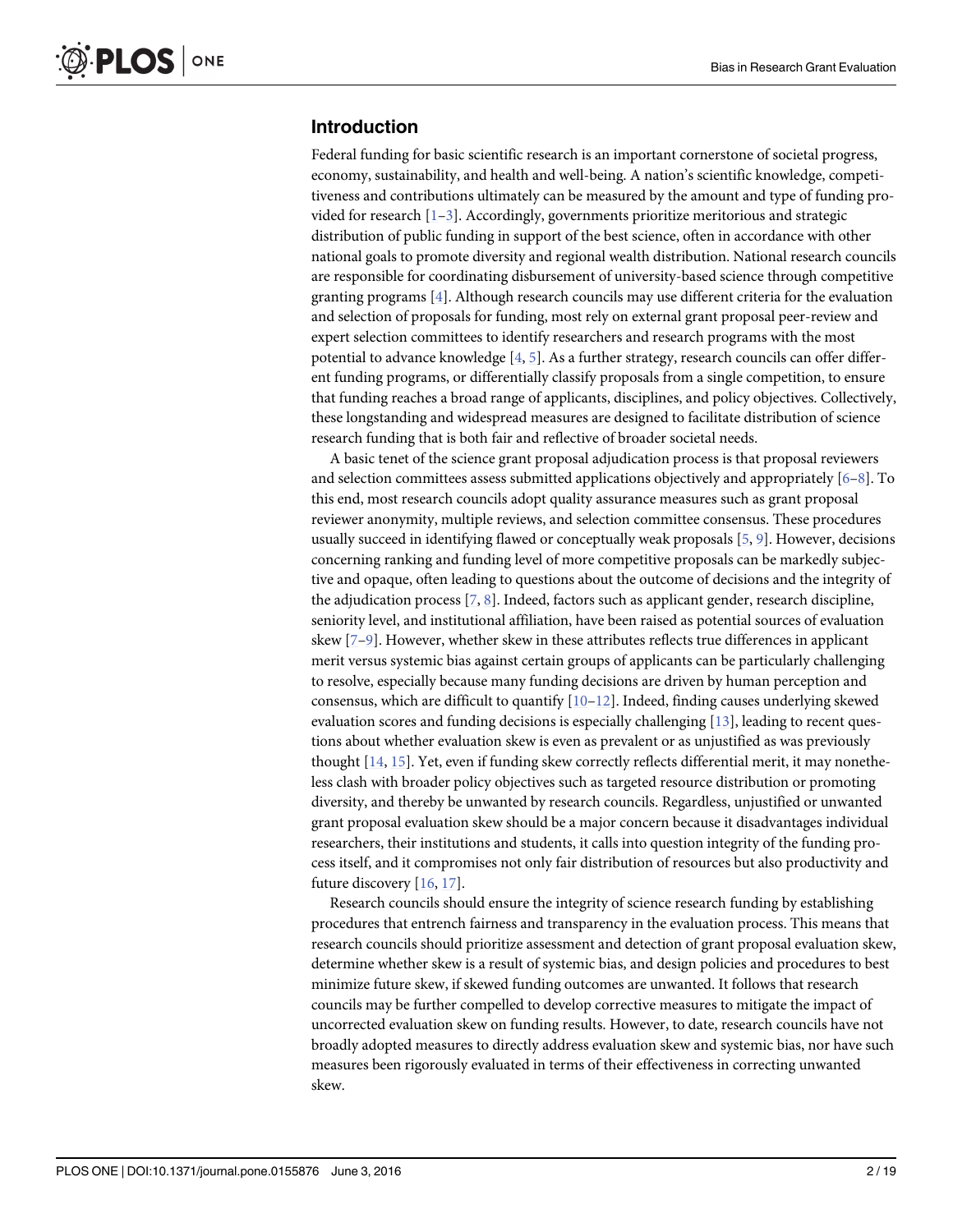## Introduction

Federal funding for basic scientific research is an important cornerstone of societal progress, economy, sustainability, and health and well-being. A nation's scientific knowledge, competitiveness and contributions ultimately can be measured by the amount and type of funding provided for research [1–3]. Accordingly, governments prioritize meritorious and strategic distribution of public funding in support of the best science, often in accordance with other national goals to promote diversity and regional wealth distribution. National research councils are responsible for coordinating disbursement of university-based science through competitive granting programs [4]. Although research councils may use different criteria for the evaluation and selection of proposals for funding, most rely on external grant proposal peer-review and expert selection committees to identify researchers and research programs with the most potential to advance knowledge [4, 5]. As a further strategy, research councils can offer different funding programs, or differentially classify proposals from a single competition, to ensure that funding reaches a broad range of applicants, disciplines, and policy objectives. Collectively, these longstanding and widespread measures are designed to facilitate distribution of science research funding that is both fair and reflective of broader societal needs.

A basic tenet of the science grant proposal adjudication process is that proposal reviewers and selection committees assess submitted applications objectively and appropriately [6–8]. To this end, most research councils adopt quality assurance measures such as grant proposal reviewer anonymity, multiple reviews, and selection committee consensus. These procedures usually succeed in identifying flawed or conceptually weak proposals [5, 9]. However, decisions concerning ranking and funding level of more competitive proposals can be markedly subjective and opaque, often leading to questions about the outcome of decisions and the integrity of the adjudication process [7, 8]. Indeed, factors such as applicant gender, research discipline, seniority level, and institutional affiliation, have been raised as potential sources of evaluation skew [7–9]. However, whether skew in these attributes reflects true differences in applicant merit versus systemic bias against certain groups of applicants can be particularly challenging to resolve, especially because many funding decisions are driven by human perception and consensus, which are difficult to quantify [10–12]. Indeed, finding causes underlying skewed evaluation scores and funding decisions is especially challenging [13], leading to recent questions about whether evaluation skew is even as prevalent or as unjustified as was previously thought [14, 15]. Yet, even if funding skew correctly reflects differential merit, it may nonetheless clash with broader policy objectives such as targeted resource distribution or promoting diversity, and thereby be unwanted by research councils. Regardless, unjustified or unwanted grant proposal evaluation skew should be a major concern because it disadvantages individual researchers, their institutions and students, it calls into question integrity of the funding process itself, and it compromises not only fair distribution of resources but also productivity and future discovery [16, 17].

Research councils should ensure the integrity of science research funding by establishing procedures that entrench fairness and transparency in the evaluation process. This means that research councils should prioritize assessment and detection of grant proposal evaluation skew, determine whether skew is a result of systemic bias, and design policies and procedures to best minimize future skew, if skewed funding outcomes are unwanted. It follows that research councils may be further compelled to develop corrective measures to mitigate the impact of uncorrected evaluation skew on funding results. However, to date, research councils have not broadly adopted measures to directly address evaluation skew and systemic bias, nor have such measures been rigorously evaluated in terms of their effectiveness in correcting unwanted skew.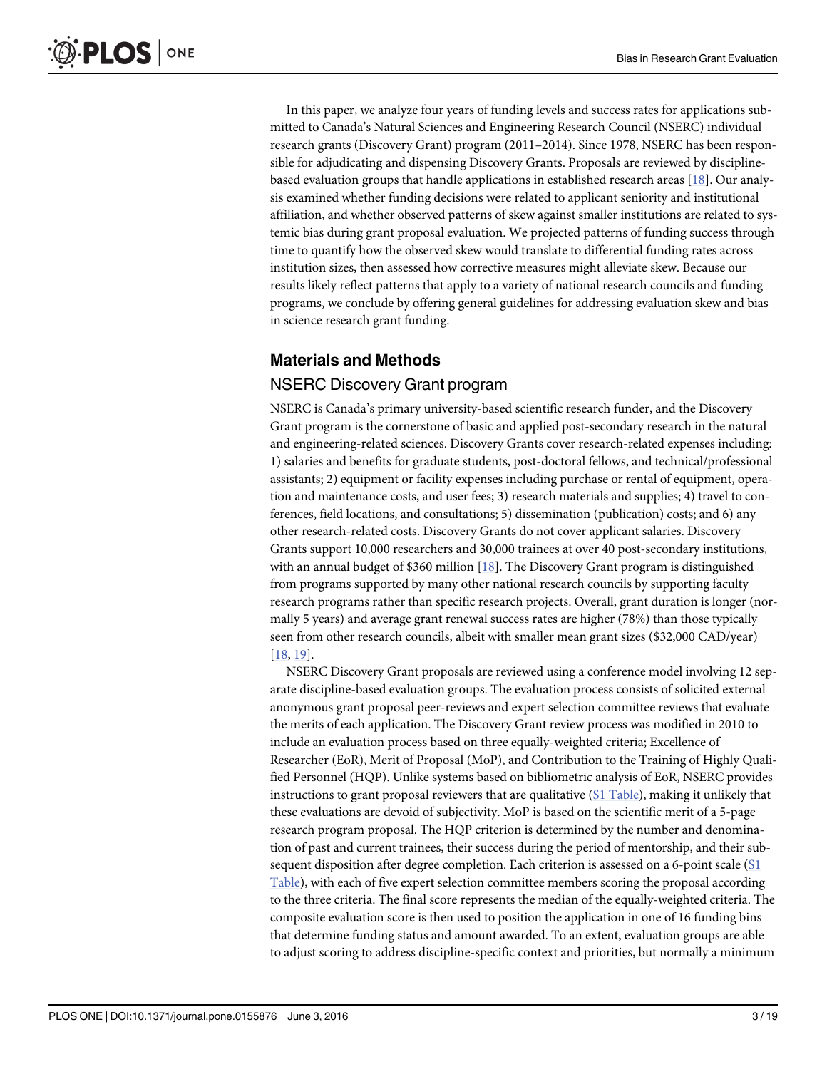In this paper, we analyze four years of funding levels and success rates for applications submitted to Canada's Natural Sciences and Engineering Research Council (NSERC) individual research grants (Discovery Grant) program (2011–2014). Since 1978, NSERC has been responsible for adjudicating and dispensing Discovery Grants. Proposals are reviewed by discipline-based evaluation groups that handle applications in established research areas [18]. Our analysis examined whether funding decisions were related to applicant seniority and institutional affiliation, and whether observed patterns of skew against smaller institutions are related to systemic bias during grant proposal evaluation. We projected patterns of funding success through time to quantify how the observed skew would translate to differential funding rates across institution sizes, then assessed how corrective measures might alleviate skew. Because our results likely reflect patterns that apply to a variety of national research councils and funding programs, we conclude by offering general guidelines for addressing evaluation skew and bias in science research grant funding.

## Materials and Methods

### NSERC Discovery Grant program

NSERC is Canada's primary university-based scientific research funder, and the Discovery Grant program is the cornerstone of basic and applied post-secondary research in the natural and engineering-related sciences. Discovery Grants cover research-related expenses including: 1) salaries and benefits for graduate students, post-doctoral fellows, and technical/professional assistants; 2) equipment or facility expenses including purchase or rental of equipment, operation and maintenance costs, and user fees; 3) research materials and supplies; 4) travel to conferences, field locations, and consultations; 5) dissemination (publication) costs; and 6) any other research-related costs. Discovery Grants do not cover applicant salaries. Discovery Grants support 10,000 researchers and 30,000 trainees at over 40 post-secondary institutions, with an annual budget of $360 million [18]. The Discovery Grant program is distinguished from programs supported by many other national research councils by supporting faculty research programs rather than specific research projects. Overall, grant duration is longer (normally 5 years) and average grant renewal success rates are higher (78%) than those typically seen from other research councils, albeit with smaller mean grant sizes ($32,000 CAD/year) [18, 19].

NSERC Discovery Grant proposals are reviewed using a conference model involving 12 separate discipline-based evaluation groups. The evaluation process consists of solicited external anonymous grant proposal peer-reviews and expert selection committee reviews that evaluate the merits of each application. The Discovery Grant review process was modified in 2010 to include an evaluation process based on three equally-weighted criteria; Excellence of Researcher (EoR), Merit of Proposal (MoP), and Contribution to the Training of Highly Qualified Personnel (HQP). Unlike systems based on bibliometric analysis of EoR, NSERC provides instructions to grant proposal reviewers that are qualitative (S1 Table), making it unlikely that these evaluations are devoid of subjectivity. MoP is based on the scientific merit of a 5-page research program proposal. The HQP criterion is determined by the number and denomination of past and current trainees, their success during the period of mentorship, and their subsequent disposition after degree completion. Each criterion is assessed on a 6-point scale (S1 Table), with each of five expert selection committee members scoring the proposal according to the three criteria. The final score represents the median of the equally-weighted criteria. The composite evaluation score is then used to position the application in one of 16 funding bins that determine funding status and amount awarded. To an extent, evaluation groups are able to adjust scoring to address discipline-specific context and priorities, but normally a minimum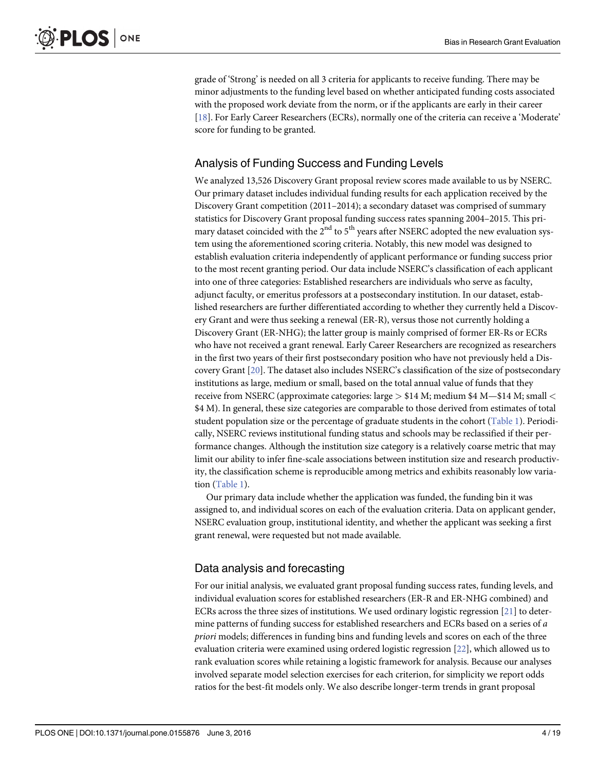grade of 'Strong' is needed on all 3 criteria for applicants to receive funding. There may be minor adjustments to the funding level based on whether anticipated funding costs associated with the proposed work deviate from the norm, or if the applicants are early in their career [18]. For Early Career Researchers (ECRs), normally one of the criteria can receive a 'Moderate' score for funding to be granted.

## Analysis of Funding Success and Funding Levels

We analyzed 13,526 Discovery Grant proposal review scores made available to us by NSERC. Our primary dataset includes individual funding results for each application received by the Discovery Grant competition (2011–2014); a secondary dataset was comprised of summary statistics for Discovery Grant proposal funding success rates spanning 2004–2015. This primary dataset coincided with the 2nd to 5th years after NSERC adopted the new evaluation system using the aforementioned scoring criteria. Notably, this new model was designed to establish evaluation criteria independently of applicant performance or funding success prior to the most recent granting period. Our data include NSERC's classification of each applicant into one of three categories: Established researchers are individuals who serve as faculty, adjunct faculty, or emeritus professors at a postsecondary institution. In our dataset, established researchers are further differentiated according to whether they currently held a Discovery Grant and were thus seeking a renewal (ER-R), versus those not currently holding a Discovery Grant (ER-NHG); the latter group is mainly comprised of former ER-Rs or ECRs who have not received a grant renewal. Early Career Researchers are recognized as researchers in the first two years of their first postsecondary position who have not previously held a Discovery Grant [20]. The dataset also includes NSERC's classification of the size of postsecondary institutions as large, medium or small, based on the total annual value of funds that they receive from NSERC (approximate categories: large > \$14 M; medium \$4 M—\$14 M; small < \$4 M). In general, these size categories are comparable to those derived from estimates of total student population size or the percentage of graduate students in the cohort (Table 1). Periodically, NSERC reviews institutional funding status and schools may be reclassified if their performance changes. Although the institution size category is a relatively coarse metric that may limit our ability to infer fine-scale associations between institution size and research productivity, the classification scheme is reproducible among metrics and exhibits reasonably low variation (Table 1).

Our primary data include whether the application was funded, the funding bin it was assigned to, and individual scores on each of the evaluation criteria. Data on applicant gender, NSERC evaluation group, institutional identity, and whether the applicant was seeking a first grant renewal, were requested but not made available.

## Data analysis and forecasting

For our initial analysis, we evaluated grant proposal funding success rates, funding levels, and individual evaluation scores for established researchers (ER-R and ER-NHG combined) and ECRs across the three sizes of institutions. We used ordinary logistic regression [21] to determine patterns of funding success for established researchers and ECRs based on a series of *a priori* models; differences in funding bins and funding levels and scores on each of the three evaluation criteria were examined using ordered logistic regression [22], which allowed us to rank evaluation scores while retaining a logistic framework for analysis. Because our analyses involved separate model selection exercises for each criterion, for simplicity we report odds ratios for the best-fit models only. We also describe longer-term trends in grant proposal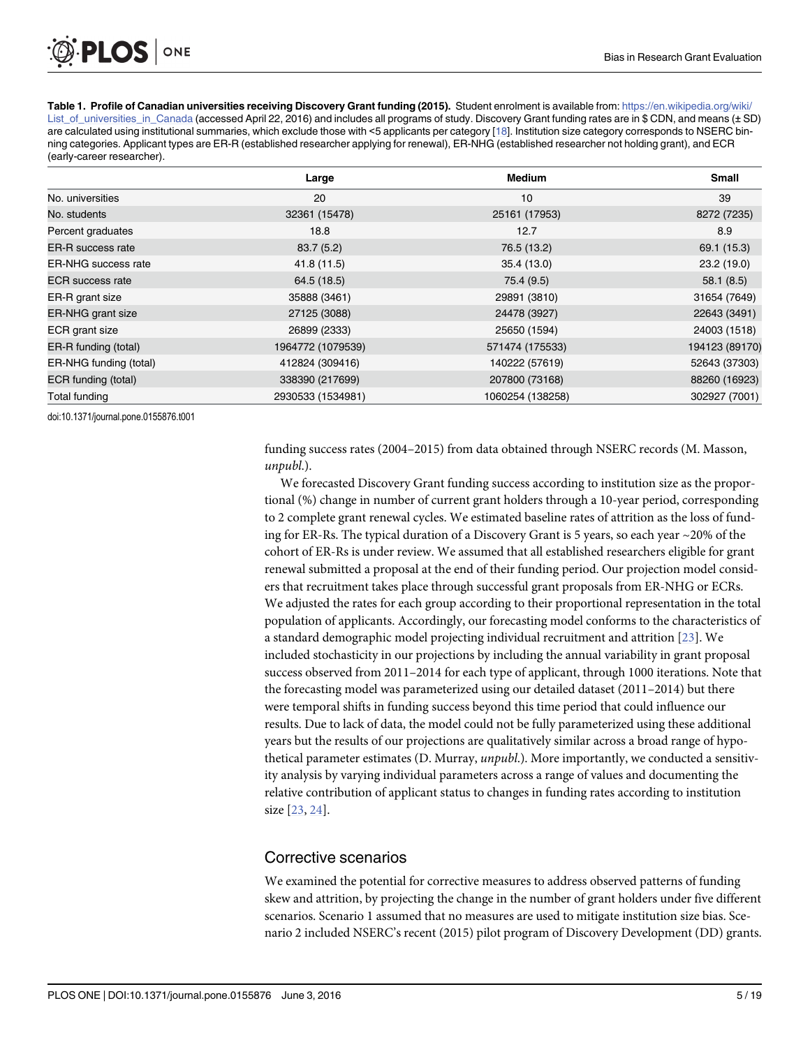**Table 1. Profile of Canadian universities receiving Discovery Grant funding (2015).** Student enrolment is available from: https://en.wikipedia.org/wiki/List_of_universities_in_Canada (accessed April 22, 2016) and includes all programs of study. Discovery Grant funding rates are in $ CDN, and means (± SD) are calculated using institutional summaries, which exclude those with <5 applicants per category [18]. Institution size category corresponds to NSERC binning categories. Applicant types are ER-R (established researcher applying for renewal), ER-NHG (established researcher not holding grant), and ECR (early-career researcher).

| | Large | Medium | Small |
|---|---|---|---|
| No. universities | 20 | 10 | 39 |
| No. students | 32361 (15478) | 25161 (17953) | 8272 (7235) |
| Percent graduates | 18.8 | 12.7 | 8.9 |
| ER-R success rate | 83.7 (5.2) | 76.5 (13.2) | 69.1 (15.3) |
| ER-NHG success rate | 41.8 (11.5) | 35.4 (13.0) | 23.2 (19.0) |
| ECR success rate | 64.5 (18.5) | 75.4 (9.5) | 58.1 (8.5) |
| ER-R grant size | 35888 (3461) | 29891 (3810) | 31654 (7649) |
| ER-NHG grant size | 27125 (3088) | 24478 (3927) | 22643 (3491) |
| ECR grant size | 26899 (2333) | 25650 (1594) | 24003 (1518) |
| ER-R funding (total) | 1964772 (1079539) | 571474 (175533) | 194123 (89170) |
| ER-NHG funding (total) | 412824 (309416) | 140222 (57619) | 52643 (37303) |
| ECR funding (total) | 338390 (217699) | 207800 (73168) | 88260 (16923) |
| Total funding | 2930533 (1534981) | 1060254 (138258) | 302927 (7001) |

doi:10.1371/journal.pone.0155876.t001

funding success rates (2004–2015) from data obtained through NSERC records (M. Masson, *unpubl.*).

We forecasted Discovery Grant funding success according to institution size as the proportional (%) change in number of current grant holders through a 10-year period, corresponding to 2 complete grant renewal cycles. We estimated baseline rates of attrition as the loss of funding for ER-Rs. The typical duration of a Discovery Grant is 5 years, so each year ~20% of the cohort of ER-Rs is under review. We assumed that all established researchers eligible for grant renewal submitted a proposal at the end of their funding period. Our projection model considers that recruitment takes place through successful grant proposals from ER-NHG or ECRs. We adjusted the rates for each group according to their proportional representation in the total population of applicants. Accordingly, our forecasting model conforms to the characteristics of a standard demographic model projecting individual recruitment and attrition [23]. We included stochasticity in our projections by including the annual variability in grant proposal success observed from 2011–2014 for each type of applicant, through 1000 iterations. Note that the forecasting model was parameterized using our detailed dataset (2011–2014) but there were temporal shifts in funding success beyond this time period that could influence our results. Due to lack of data, the model could not be fully parameterized using these additional years but the results of our projections are qualitatively similar across a broad range of hypothetical parameter estimates (D. Murray, *unpubl.*). More importantly, we conducted a sensitivity analysis by varying individual parameters across a range of values and documenting the relative contribution of applicant status to changes in funding rates according to institution size [23, 24].

## Corrective scenarios

We examined the potential for corrective measures to address observed patterns of funding skew and attrition, by projecting the change in the number of grant holders under five different scenarios. Scenario 1 assumed that no measures are used to mitigate institution size bias. Scenario 2 included NSERC's recent (2015) pilot program of Discovery Development (DD) grants.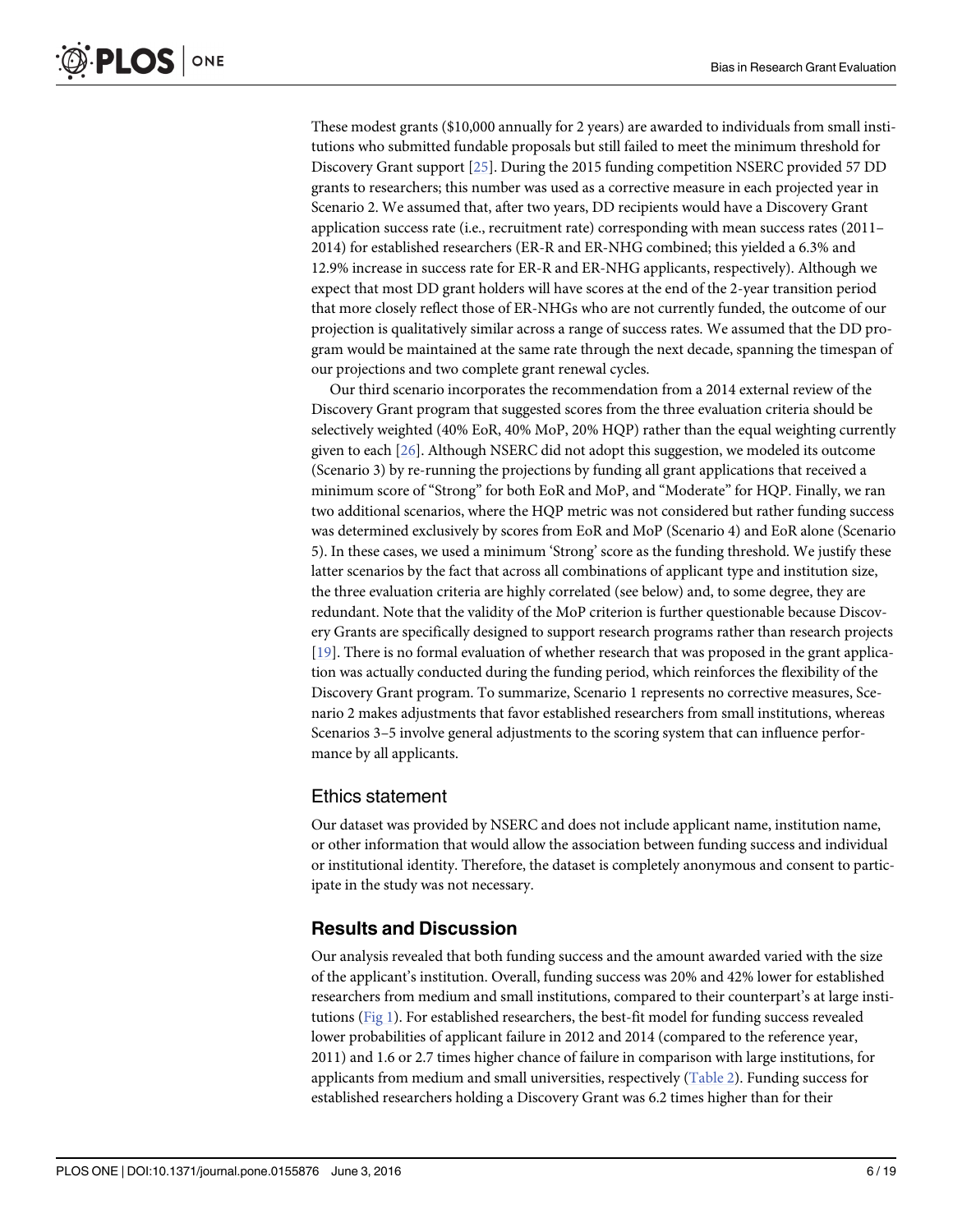These modest grants ($10,000 annually for 2 years) are awarded to individuals from small institutions who submitted fundable proposals but still failed to meet the minimum threshold for Discovery Grant support [25]. During the 2015 funding competition NSERC provided 57 DD grants to researchers; this number was used as a corrective measure in each projected year in Scenario 2. We assumed that, after two years, DD recipients would have a Discovery Grant application success rate (i.e., recruitment rate) corresponding with mean success rates (2011–2014) for established researchers (ER-R and ER-NHG combined; this yielded a 6.3% and 12.9% increase in success rate for ER-R and ER-NHG applicants, respectively). Although we expect that most DD grant holders will have scores at the end of the 2-year transition period that more closely reflect those of ER-NHGs who are not currently funded, the outcome of our projection is qualitatively similar across a range of success rates. We assumed that the DD program would be maintained at the same rate through the next decade, spanning the timespan of our projections and two complete grant renewal cycles.

Our third scenario incorporates the recommendation from a 2014 external review of the Discovery Grant program that suggested scores from the three evaluation criteria should be selectively weighted (40% EoR, 40% MoP, 20% HQP) rather than the equal weighting currently given to each [26]. Although NSERC did not adopt this suggestion, we modeled its outcome (Scenario 3) by re-running the projections by funding all grant applications that received a minimum score of "Strong" for both EoR and MoP, and "Moderate" for HQP. Finally, we ran two additional scenarios, where the HQP metric was not considered but rather funding success was determined exclusively by scores from EoR and MoP (Scenario 4) and EoR alone (Scenario 5). In these cases, we used a minimum 'Strong' score as the funding threshold. We justify these latter scenarios by the fact that across all combinations of applicant type and institution size, the three evaluation criteria are highly correlated (see below) and, to some degree, they are redundant. Note that the validity of the MoP criterion is further questionable because Discovery Grants are specifically designed to support research programs rather than research projects [19]. There is no formal evaluation of whether research that was proposed in the grant application was actually conducted during the funding period, which reinforces the flexibility of the Discovery Grant program. To summarize, Scenario 1 represents no corrective measures, Scenario 2 makes adjustments that favor established researchers from small institutions, whereas Scenarios 3–5 involve general adjustments to the scoring system that can influence performance by all applicants.

## Ethics statement

Our dataset was provided by NSERC and does not include applicant name, institution name, or other information that would allow the association between funding success and individual or institutional identity. Therefore, the dataset is completely anonymous and consent to participate in the study was not necessary.

## Results and Discussion

Our analysis revealed that both funding success and the amount awarded varied with the size of the applicant's institution. Overall, funding success was 20% and 42% lower for established researchers from medium and small institutions, compared to their counterpart's at large institutions (Fig 1). For established researchers, the best-fit model for funding success revealed lower probabilities of applicant failure in 2012 and 2014 (compared to the reference year, 2011) and 1.6 or 2.7 times higher chance of failure in comparison with large institutions, for applicants from medium and small universities, respectively (Table 2). Funding success for established researchers holding a Discovery Grant was 6.2 times higher than for their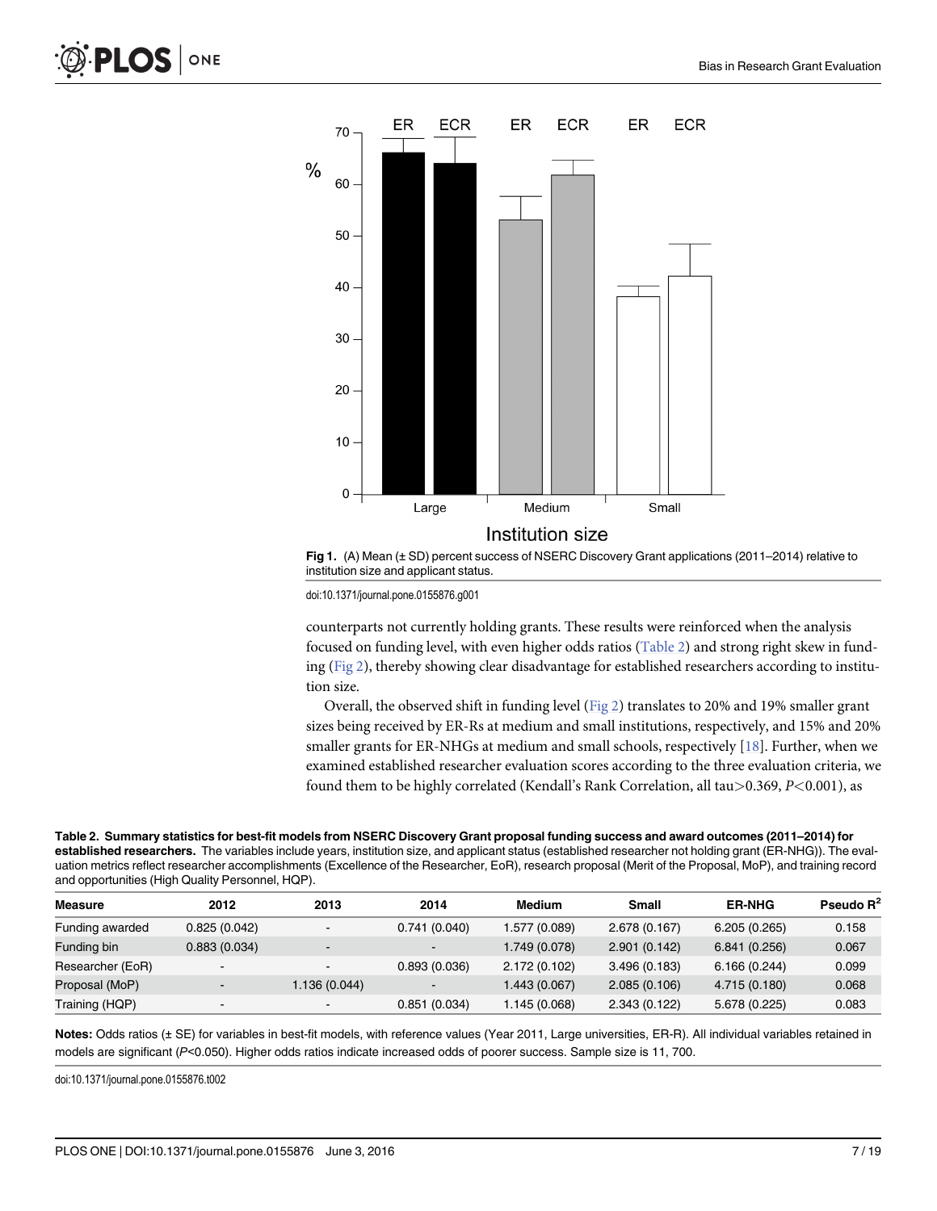**Fig 1.** (A) Mean (± SD) percent success of NSERC Discovery Grant applications (2011–2014) relative to institution size and applicant status.

doi:10.1371/journal.pone.0155876.g001

counterparts not currently holding grants. These results were reinforced when the analysis focused on funding level, with even higher odds ratios (Table 2) and strong right skew in funding (Fig 2), thereby showing clear disadvantage for established researchers according to institution size.

Overall, the observed shift in funding level (Fig 2) translates to 20% and 19% smaller grant sizes being received by ER-Rs at medium and small institutions, respectively, and 15% and 20% smaller grants for ER-NHGs at medium and small schools, respectively [18]. Further, when we examined established researcher evaluation scores according to the three evaluation criteria, we found them to be highly correlated (Kendall's Rank Correlation, all tau>0.369, $P<0.001$), as

**Table 2. Summary statistics for best-fit models from NSERC Discovery Grant proposal funding success and award outcomes (2011–2014) for established researchers.** The variables include years, institution size, and applicant status (established researcher not holding grant (ER-NHG)). The evaluation metrics reflect researcher accomplishments (Excellence of the Researcher, EoR), research proposal (Merit of the Proposal, MoP), and training record and opportunities (High Quality Personnel, HQP).

| Measure | 2012 | 2013 | 2014 | Medium | Small | ER-NHG | Pseudo $R^2$ |
|---|---|---|---|---|---|---|---|
| Funding awarded | 0.825 (0.042) | - | 0.741 (0.040) | 1.577 (0.089) | 2.678 (0.167) | 6.205 (0.265) | 0.158 |
| Funding bin | 0.883 (0.034) | - | - | 1.749 (0.078) | 2.901 (0.142) | 6.841 (0.256) | 0.067 |
| Researcher (EoR) | - | - | 0.893 (0.036) | 2.172 (0.102) | 3.496 (0.183) | 6.166 (0.244) | 0.099 |
| Proposal (MoP) | - | 1.136 (0.044) | - | 1.443 (0.067) | 2.085 (0.106) | 4.715 (0.180) | 0.068 |
| Training (HQP) | - | - | 0.851 (0.034) | 1.145 (0.068) | 2.343 (0.122) | 5.678 (0.225) | 0.083 |

**Notes:** Odds ratios (± SE) for variables in best-fit models, with reference values (Year 2011, Large universities, ER-R). All individual variables retained in models are significant ($P<0.050$). Higher odds ratios indicate increased odds of poorer success. Sample size is 11, 700.

doi:10.1371/journal.pone.0155876.t002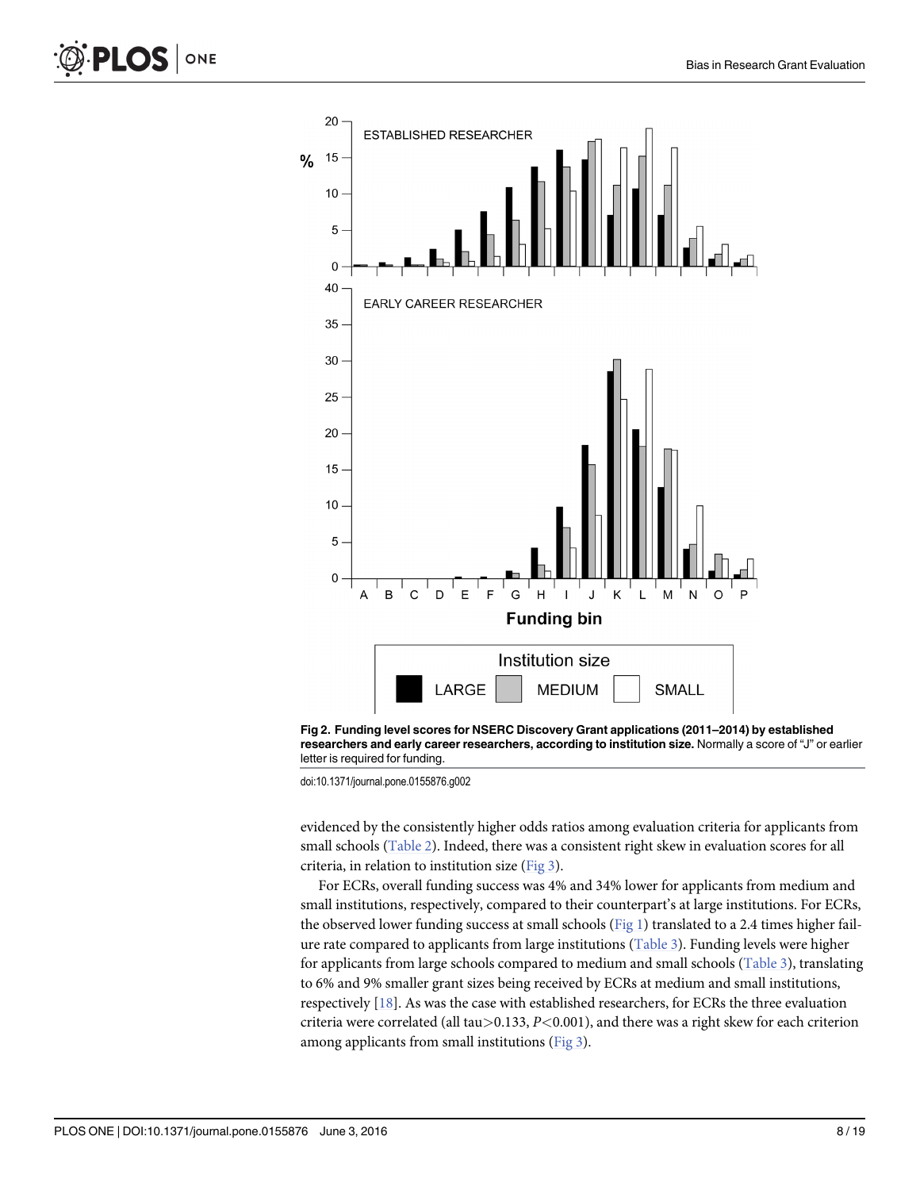Fig 2. **Funding level scores for NSERC Discovery Grant applications (2011–2014) by established researchers and early career researchers, according to institution size.** Normally a score of "J" or earlier letter is required for funding.

doi:10.1371/journal.pone.0155876.g002

evidenced by the consistently higher odds ratios among evaluation criteria for applicants from small schools (Table 2). Indeed, there was a consistent right skew in evaluation scores for all criteria, in relation to institution size (Fig 3).

For ECRs, overall funding success was 4% and 34% lower for applicants from medium and small institutions, respectively, compared to their counterpart's at large institutions. For ECRs, the observed lower funding success at small schools (Fig 1) translated to a 2.4 times higher failure rate compared to applicants from large institutions (Table 3). Funding levels were higher for applicants from large schools compared to medium and small schools (Table 3), translating to 6% and 9% smaller grant sizes being received by ECRs at medium and small institutions, respectively [18]. As was the case with established researchers, for ECRs the three evaluation criteria were correlated (all tau$>$0.133, $P$<0.001), and there was a right skew for each criterion among applicants from small institutions (Fig 3).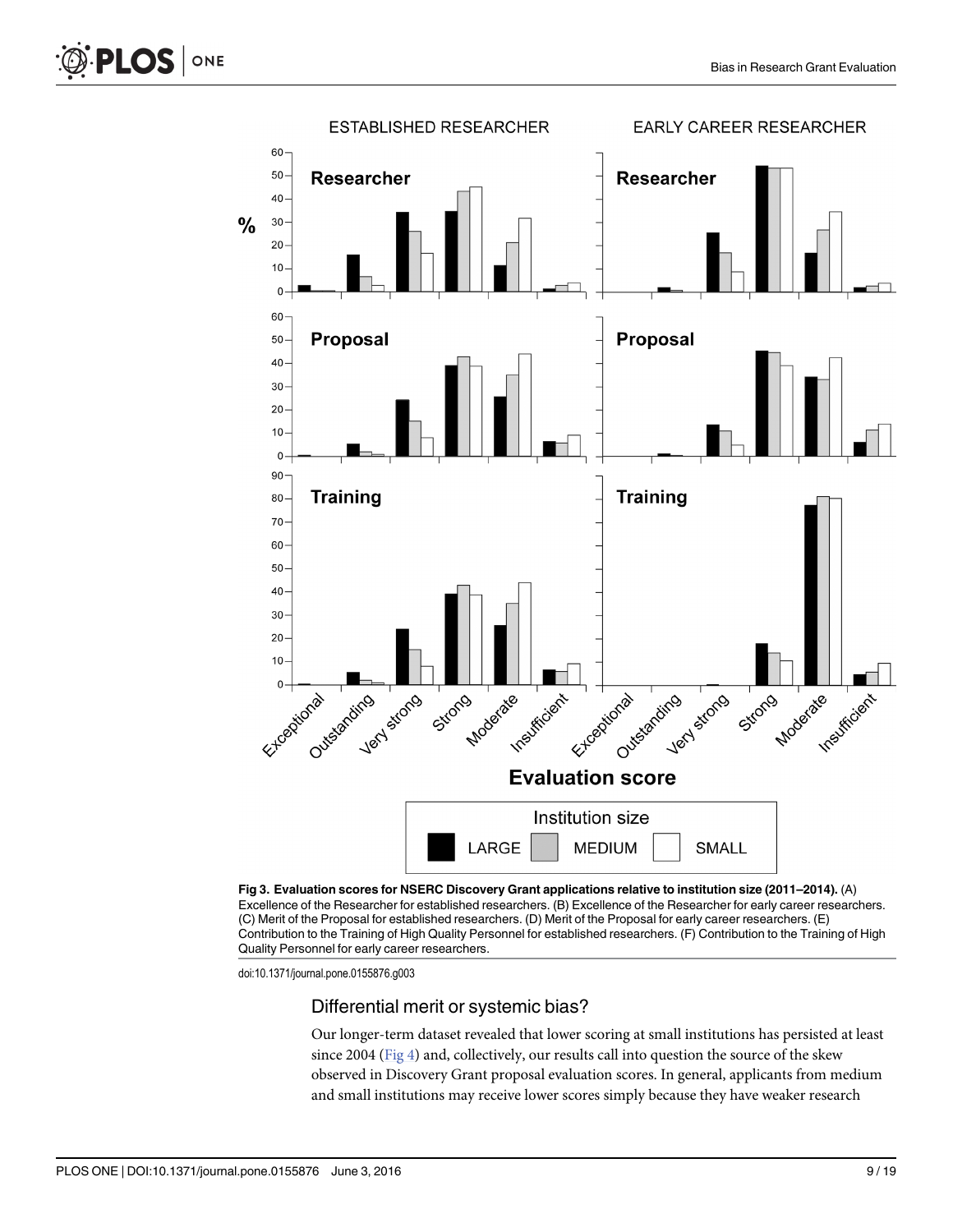**Fig 3. Evaluation scores for NSERC Discovery Grant applications relative to institution size (2011–2014).** (A) Excellence of the Researcher for established researchers. (B) Excellence of the Researcher for early career researchers. (C) Merit of the Proposal for established researchers. (D) Merit of the Proposal for early career researchers. (E) Contribution to the Training of High Quality Personnel for established researchers. (F) Contribution to the Training of High Quality Personnel for early career researchers.

doi:10.1371/journal.pone.0155876.g003

## Differential merit or systemic bias?

Our longer-term dataset revealed that lower scoring at small institutions has persisted at least since 2004 (Fig 4) and, collectively, our results call into question the source of the skew observed in Discovery Grant proposal evaluation scores. In general, applicants from medium and small institutions may receive lower scores simply because they have weaker research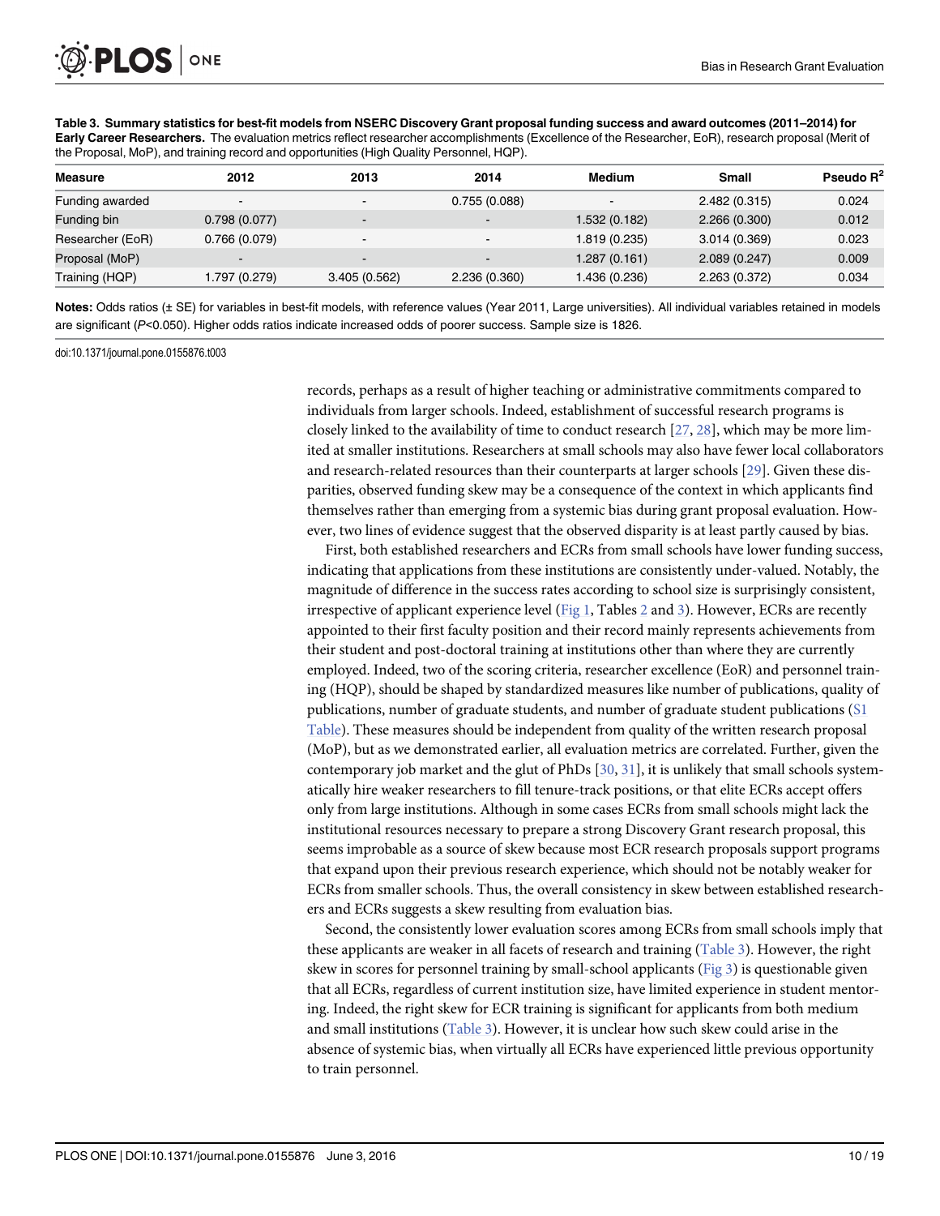**Table 3. Summary statistics for best-fit models from NSERC Discovery Grant proposal funding success and award outcomes (2011–2014) for Early Career Researchers.** The evaluation metrics reflect researcher accomplishments (Excellence of the Researcher, EoR), research proposal (Merit of the Proposal, MoP), and training record and opportunities (High Quality Personnel, HQP).

| Measure | 2012 | 2013 | 2014 | Medium | Small | Pseudo $R^2$ |
|---|---|---|---|---|---|---|
| Funding awarded | - | - | 0.755 (0.088) | - | 2.482 (0.315) | 0.024 |
| Funding bin | 0.798 (0.077) | - | - | 1.532 (0.182) | 2.266 (0.300) | 0.012 |
| Researcher (EoR) | 0.766 (0.079) | - | - | 1.819 (0.235) | 3.014 (0.369) | 0.023 |
| Proposal (MoP) | - | - | - | 1.287 (0.161) | 2.089 (0.247) | 0.009 |
| Training (HQP) | 1.797 (0.279) | 3.405 (0.562) | 2.236 (0.360) | 1.436 (0.236) | 2.263 (0.372) | 0.034 |

**Notes:** Odds ratios (± SE) for variables in best-fit models, with reference values (Year 2011, Large universities). All individual variables retained in models are significant ($P<0.050$). Higher odds ratios indicate increased odds of poorer success. Sample size is 1826.

doi:10.1371/journal.pone.0155876.t003

records, perhaps as a result of higher teaching or administrative commitments compared to individuals from larger schools. Indeed, establishment of successful research programs is closely linked to the availability of time to conduct research [27, 28], which may be more limited at smaller institutions. Researchers at small schools may also have fewer local collaborators and research-related resources than their counterparts at larger schools [29]. Given these disparities, observed funding skew may be a consequence of the context in which applicants find themselves rather than emerging from a systemic bias during grant proposal evaluation. However, two lines of evidence suggest that the observed disparity is at least partly caused by bias.

First, both established researchers and ECRs from small schools have lower funding success, indicating that applications from these institutions are consistently under-valued. Notably, the magnitude of difference in the success rates according to school size is surprisingly consistent, irrespective of applicant experience level (Fig 1, Tables 2 and 3). However, ECRs are recently appointed to their first faculty position and their record mainly represents achievements from their student and post-doctoral training at institutions other than where they are currently employed. Indeed, two of the scoring criteria, researcher excellence (EoR) and personnel training (HQP), should be shaped by standardized measures like number of publications, quality of publications, number of graduate students, and number of graduate student publications (S1 Table). These measures should be independent from quality of the written research proposal (MoP), but as we demonstrated earlier, all evaluation metrics are correlated. Further, given the contemporary job market and the glut of PhDs [30, 31], it is unlikely that small schools systematically hire weaker researchers to fill tenure-track positions, or that elite ECRs accept offers only from large institutions. Although in some cases ECRs from small schools might lack the institutional resources necessary to prepare a strong Discovery Grant research proposal, this seems improbable as a source of skew because most ECR research proposals support programs that expand upon their previous research experience, which should not be notably weaker for ECRs from smaller schools. Thus, the overall consistency in skew between established researchers and ECRs suggests a skew resulting from evaluation bias.

Second, the consistently lower evaluation scores among ECRs from small schools imply that these applicants are weaker in all facets of research and training (Table 3). However, the right skew in scores for personnel training by small-school applicants (Fig 3) is questionable given that all ECRs, regardless of current institution size, have limited experience in student mentoring. Indeed, the right skew for ECR training is significant for applicants from both medium and small institutions (Table 3). However, it is unclear how such skew could arise in the absence of systemic bias, when virtually all ECRs have experienced little previous opportunity to train personnel.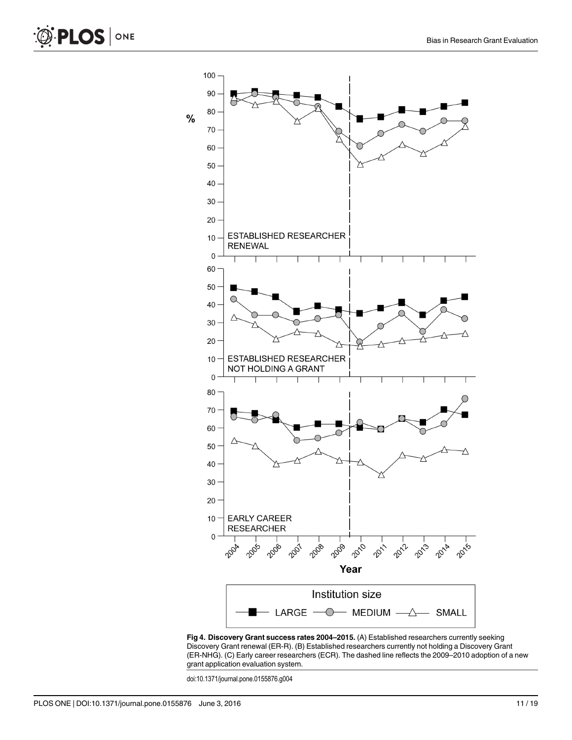**Fig 4. Discovery Grant success rates 2004–2015.** (A) Established researchers currently seeking Discovery Grant renewal (ER-R). (B) Established researchers currently not holding a Discovery Grant (ER-NHG). (C) Early career researchers (ECR). The dashed line reflects the 2009–2010 adoption of a new grant application evaluation system.

doi:10.1371/journal.pone.0155876.g004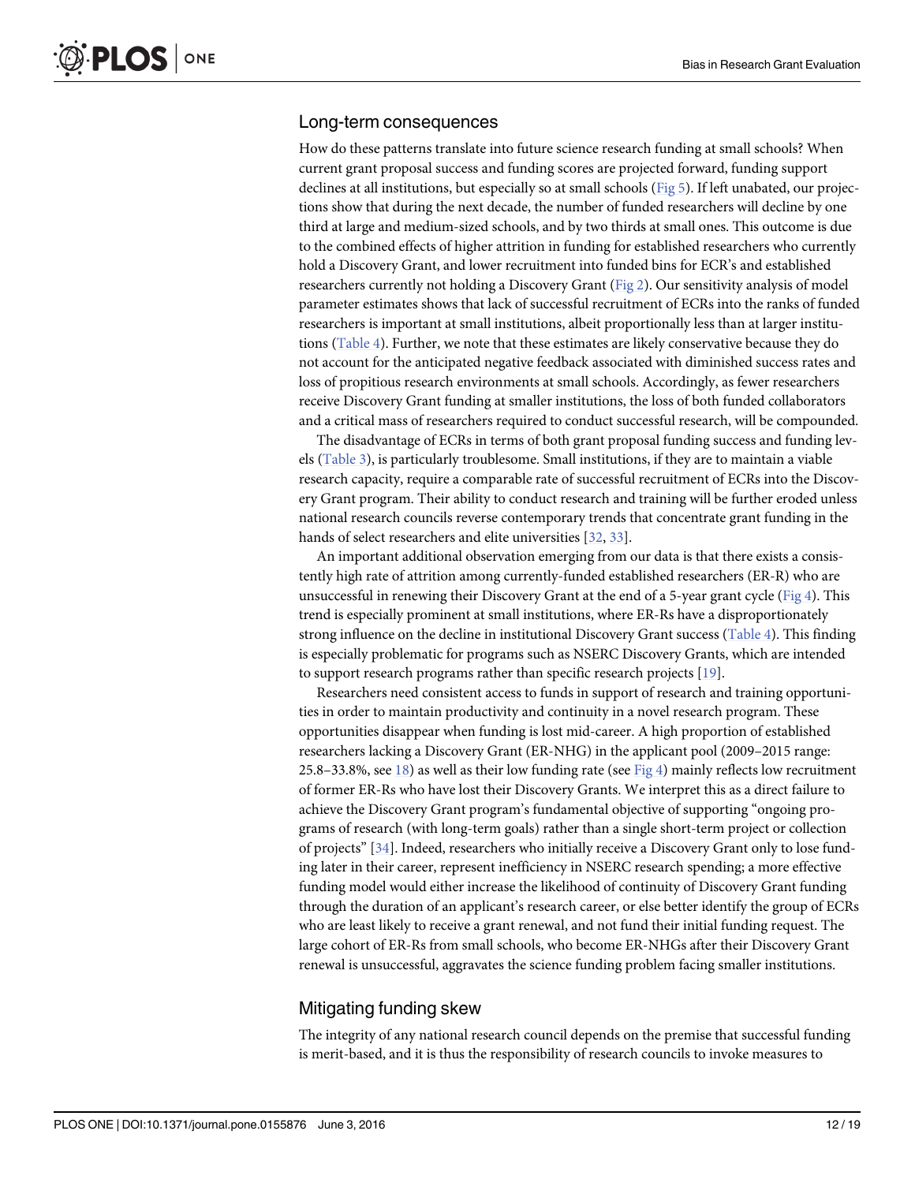## Long-term consequences

How do these patterns translate into future science research funding at small schools? When current grant proposal success and funding scores are projected forward, funding support declines at all institutions, but especially so at small schools (Fig 5). If left unabated, our projections show that during the next decade, the number of funded researchers will decline by one third at large and medium-sized schools, and by two thirds at small ones. This outcome is due to the combined effects of higher attrition in funding for established researchers who currently hold a Discovery Grant, and lower recruitment into funded bins for ECR's and established researchers currently not holding a Discovery Grant (Fig 2). Our sensitivity analysis of model parameter estimates shows that lack of successful recruitment of ECRs into the ranks of funded researchers is important at small institutions, albeit proportionally less than at larger institutions (Table 4). Further, we note that these estimates are likely conservative because they do not account for the anticipated negative feedback associated with diminished success rates and loss of propitious research environments at small schools. Accordingly, as fewer researchers receive Discovery Grant funding at smaller institutions, the loss of both funded collaborators and a critical mass of researchers required to conduct successful research, will be compounded.

The disadvantage of ECRs in terms of both grant proposal funding success and funding levels (Table 3), is particularly troublesome. Small institutions, if they are to maintain a viable research capacity, require a comparable rate of successful recruitment of ECRs into the Discovery Grant program. Their ability to conduct research and training will be further eroded unless national research councils reverse contemporary trends that concentrate grant funding in the hands of select researchers and elite universities [32, 33].

An important additional observation emerging from our data is that there exists a consistently high rate of attrition among currently-funded established researchers (ER-R) who are unsuccessful in renewing their Discovery Grant at the end of a 5-year grant cycle (Fig 4). This trend is especially prominent at small institutions, where ER-Rs have a disproportionately strong influence on the decline in institutional Discovery Grant success (Table 4). This finding is especially problematic for programs such as NSERC Discovery Grants, which are intended to support research programs rather than specific research projects [19].

Researchers need consistent access to funds in support of research and training opportunities in order to maintain productivity and continuity in a novel research program. These opportunities disappear when funding is lost mid-career. A high proportion of established researchers lacking a Discovery Grant (ER-NHG) in the applicant pool (2009–2015 range: 25.8–33.8%, see 18) as well as their low funding rate (see Fig 4) mainly reflects low recruitment of former ER-Rs who have lost their Discovery Grants. We interpret this as a direct failure to achieve the Discovery Grant program's fundamental objective of supporting "ongoing programs of research (with long-term goals) rather than a single short-term project or collection of projects" [34]. Indeed, researchers who initially receive a Discovery Grant only to lose funding later in their career, represent inefficiency in NSERC research spending; a more effective funding model would either increase the likelihood of continuity of Discovery Grant funding through the duration of an applicant's research career, or else better identify the group of ECRs who are least likely to receive a grant renewal, and not fund their initial funding request. The large cohort of ER-Rs from small schools, who become ER-NHGs after their Discovery Grant renewal is unsuccessful, aggravates the science funding problem facing smaller institutions.

## Mitigating funding skew

The integrity of any national research council depends on the premise that successful funding is merit-based, and it is thus the responsibility of research councils to invoke measures to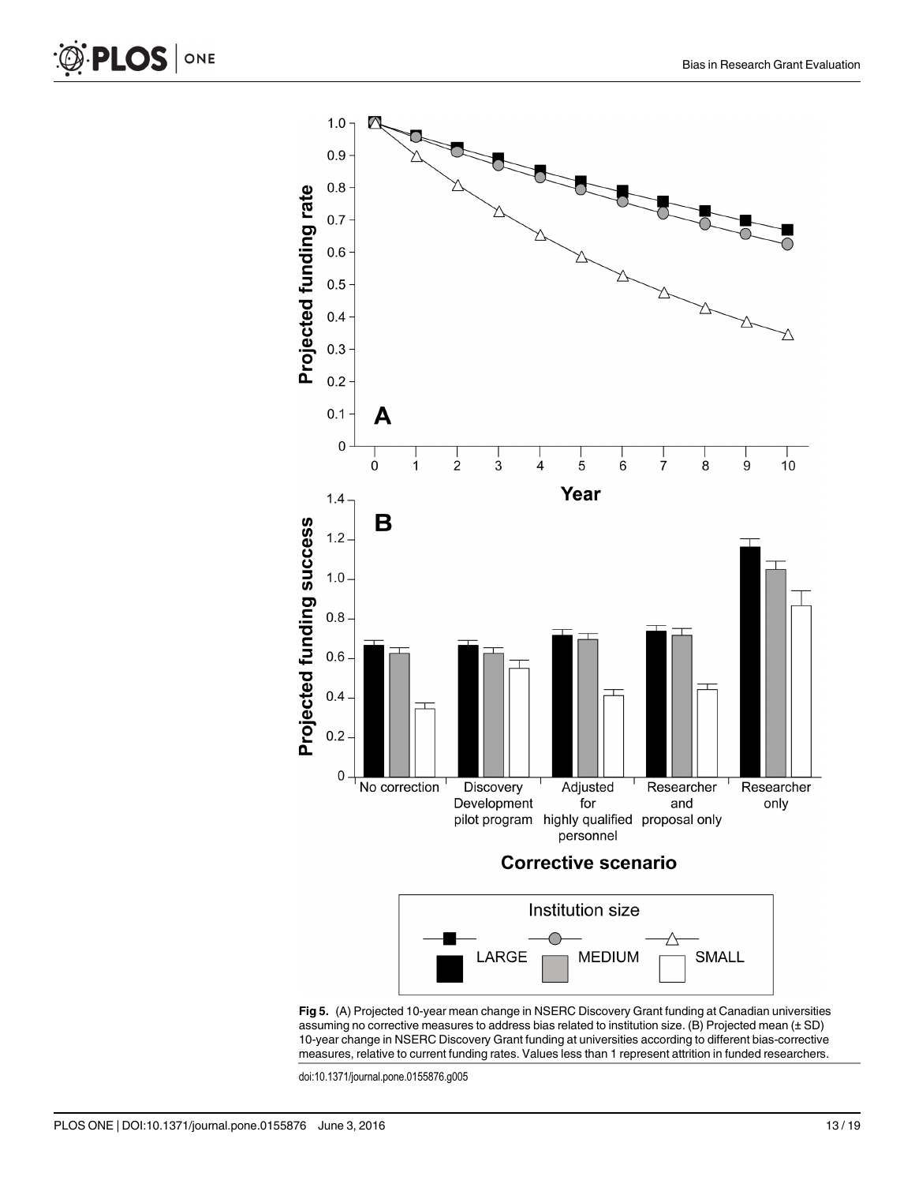**Fig 5.** (A) Projected 10-year mean change in NSERC Discovery Grant funding at Canadian universities assuming no corrective measures to address bias related to institution size. (B) Projected mean (± SD) 10-year change in NSERC Discovery Grant funding at universities according to different bias-corrective measures, relative to current funding rates. Values less than 1 represent attrition in funded researchers.

doi:10.1371/journal.pone.0155876.g005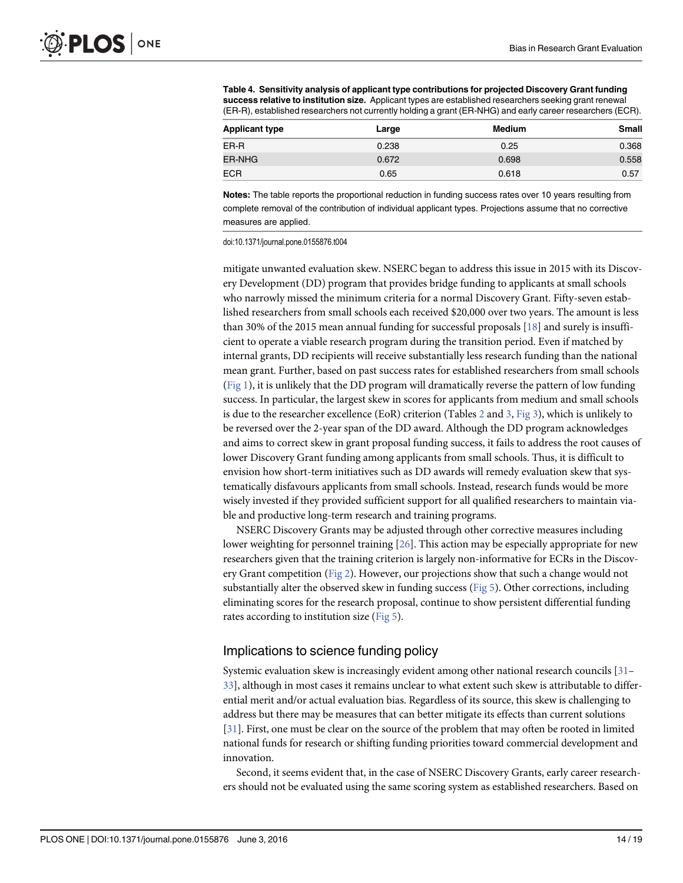**Table 4. Sensitivity analysis of applicant type contributions for projected Discovery Grant funding success relative to institution size.** Applicant types are established researchers seeking grant renewal (ER-R), established researchers not currently holding a grant (ER-NHG) and early career researchers (ECR).

| Applicant type | Large | Medium | Small |
|---|---|---|---|
| ER-R | 0.238 | 0.25 | 0.368 |
| ER-NHG | 0.672 | 0.698 | 0.558 |
| ECR | 0.65 | 0.618 | 0.57 |

**Notes:** The table reports the proportional reduction in funding success rates over 10 years resulting from complete removal of the contribution of individual applicant types. Projections assume that no corrective measures are applied.

doi:10.1371/journal.pone.0155876.t004

mitigate unwanted evaluation skew. NSERC began to address this issue in 2015 with its Discovery Development (DD) program that provides bridge funding to applicants at small schools who narrowly missed the minimum criteria for a normal Discovery Grant. Fifty-seven established researchers from small schools each received $20,000 over two years. The amount is less than 30% of the 2015 mean annual funding for successful proposals [18] and surely is insufficient to operate a viable research program during the transition period. Even if matched by internal grants, DD recipients will receive substantially less research funding than the national mean grant. Further, based on past success rates for established researchers from small schools (Fig 1), it is unlikely that the DD program will dramatically reverse the pattern of low funding success. In particular, the largest skew in scores for applicants from medium and small schools is due to the researcher excellence (EoR) criterion (Tables 2 and 3, Fig 3), which is unlikely to be reversed over the 2-year span of the DD award. Although the DD program acknowledges and aims to correct skew in grant proposal funding success, it fails to address the root causes of lower Discovery Grant funding among applicants from small schools. Thus, it is difficult to envision how short-term initiatives such as DD awards will remedy evaluation skew that systematically disfavours applicants from small schools. Instead, research funds would be more wisely invested if they provided sufficient support for all qualified researchers to maintain viable and productive long-term research and training programs.

NSERC Discovery Grants may be adjusted through other corrective measures including lower weighting for personnel training [26]. This action may be especially appropriate for new researchers given that the training criterion is largely non-informative for ECRs in the Discovery Grant competition (Fig 2). However, our projections show that such a change would not substantially alter the observed skew in funding success (Fig 5). Other corrections, including eliminating scores for the research proposal, continue to show persistent differential funding rates according to institution size (Fig 5).

## Implications to science funding policy

Systemic evaluation skew is increasingly evident among other national research councils [31–33], although in most cases it remains unclear to what extent such skew is attributable to differential merit and/or actual evaluation bias. Regardless of its source, this skew is challenging to address but there may be measures that can better mitigate its effects than current solutions [31]. First, one must be clear on the source of the problem that may often be rooted in limited national funds for research or shifting funding priorities toward commercial development and innovation.

Second, it seems evident that, in the case of NSERC Discovery Grants, early career researchers should not be evaluated using the same scoring system as established researchers. Based on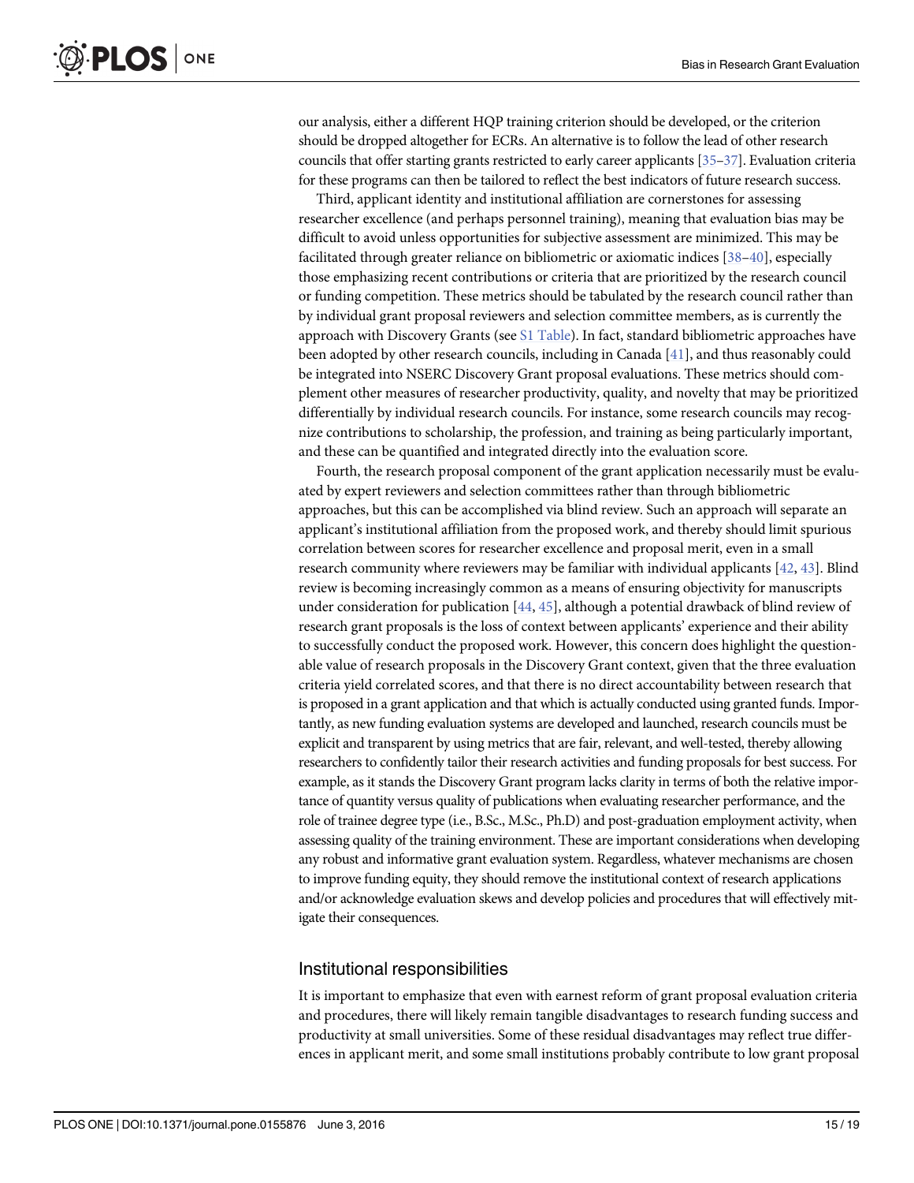our analysis, either a different HQP training criterion should be developed, or the criterion should be dropped altogether for ECRs. An alternative is to follow the lead of other research councils that offer starting grants restricted to early career applicants [35–37]. Evaluation criteria for these programs can then be tailored to reflect the best indicators of future research success.

Third, applicant identity and institutional affiliation are cornerstones for assessing researcher excellence (and perhaps personnel training), meaning that evaluation bias may be difficult to avoid unless opportunities for subjective assessment are minimized. This may be facilitated through greater reliance on bibliometric or axiomatic indices [38–40], especially those emphasizing recent contributions or criteria that are prioritized by the research council or funding competition. These metrics should be tabulated by the research council rather than by individual grant proposal reviewers and selection committee members, as is currently the approach with Discovery Grants (see S1 Table). In fact, standard bibliometric approaches have been adopted by other research councils, including in Canada [41], and thus reasonably could be integrated into NSERC Discovery Grant proposal evaluations. These metrics should complement other measures of researcher productivity, quality, and novelty that may be prioritized differentially by individual research councils. For instance, some research councils may recognize contributions to scholarship, the profession, and training as being particularly important, and these can be quantified and integrated directly into the evaluation score.

Fourth, the research proposal component of the grant application necessarily must be evaluated by expert reviewers and selection committees rather than through bibliometric approaches, but this can be accomplished via blind review. Such an approach will separate an applicant's institutional affiliation from the proposed work, and thereby should limit spurious correlation between scores for researcher excellence and proposal merit, even in a small research community where reviewers may be familiar with individual applicants [42, 43]. Blind review is becoming increasingly common as a means of ensuring objectivity for manuscripts under consideration for publication [44, 45], although a potential drawback of blind review of research grant proposals is the loss of context between applicants' experience and their ability to successfully conduct the proposed work. However, this concern does highlight the questionable value of research proposals in the Discovery Grant context, given that the three evaluation criteria yield correlated scores, and that there is no direct accountability between research that is proposed in a grant application and that which is actually conducted using granted funds. Importantly, as new funding evaluation systems are developed and launched, research councils must be explicit and transparent by using metrics that are fair, relevant, and well-tested, thereby allowing researchers to confidently tailor their research activities and funding proposals for best success. For example, as it stands the Discovery Grant program lacks clarity in terms of both the relative importance of quantity versus quality of publications when evaluating researcher performance, and the role of trainee degree type (i.e., B.Sc., M.Sc., Ph.D) and post-graduation employment activity, when assessing quality of the training environment. These are important considerations when developing any robust and informative grant evaluation system. Regardless, whatever mechanisms are chosen to improve funding equity, they should remove the institutional context of research applications and/or acknowledge evaluation skews and develop policies and procedures that will effectively mitigate their consequences.

## Institutional responsibilities

It is important to emphasize that even with earnest reform of grant proposal evaluation criteria and procedures, there will likely remain tangible disadvantages to research funding success and productivity at small universities. Some of these residual disadvantages may reflect true differences in applicant merit, and some small institutions probably contribute to low grant proposal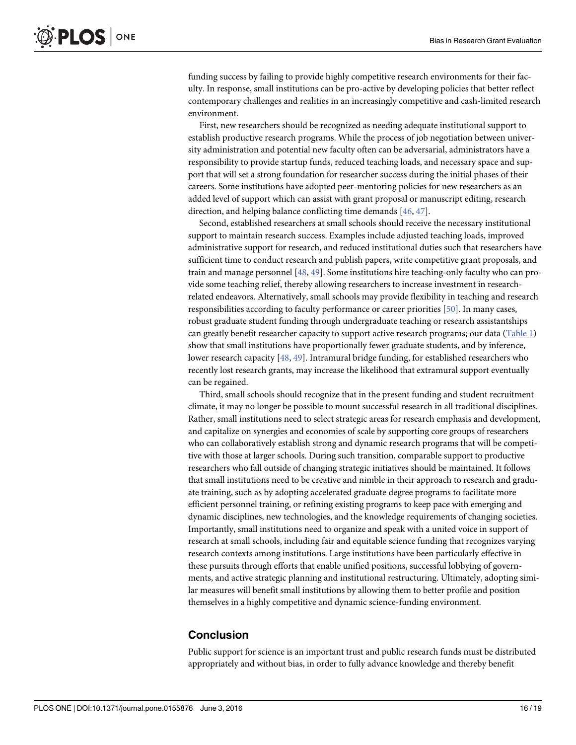funding success by failing to provide highly competitive research environments for their faculty. In response, small institutions can be pro-active by developing policies that better reflect contemporary challenges and realities in an increasingly competitive and cash-limited research environment.

First, new researchers should be recognized as needing adequate institutional support to establish productive research programs. While the process of job negotiation between university administration and potential new faculty often can be adversarial, administrators have a responsibility to provide startup funds, reduced teaching loads, and necessary space and support that will set a strong foundation for researcher success during the initial phases of their careers. Some institutions have adopted peer-mentoring policies for new researchers as an added level of support which can assist with grant proposal or manuscript editing, research direction, and helping balance conflicting time demands [46, 47].

Second, established researchers at small schools should receive the necessary institutional support to maintain research success. Examples include adjusted teaching loads, improved administrative support for research, and reduced institutional duties such that researchers have sufficient time to conduct research and publish papers, write competitive grant proposals, and train and manage personnel [48, 49]. Some institutions hire teaching-only faculty who can provide some teaching relief, thereby allowing researchers to increase investment in research-related endeavors. Alternatively, small schools may provide flexibility in teaching and research responsibilities according to faculty performance or career priorities [50]. In many cases, robust graduate student funding through undergraduate teaching or research assistantships can greatly benefit researcher capacity to support active research programs; our data (Table 1) show that small institutions have proportionally fewer graduate students, and by inference, lower research capacity [48, 49]. Intramural bridge funding, for established researchers who recently lost research grants, may increase the likelihood that extramural support eventually can be regained.

Third, small schools should recognize that in the present funding and student recruitment climate, it may no longer be possible to mount successful research in all traditional disciplines. Rather, small institutions need to select strategic areas for research emphasis and development, and capitalize on synergies and economies of scale by supporting core groups of researchers who can collaboratively establish strong and dynamic research programs that will be competitive with those at larger schools. During such transition, comparable support to productive researchers who fall outside of changing strategic initiatives should be maintained. It follows that small institutions need to be creative and nimble in their approach to research and graduate training, such as by adopting accelerated graduate degree programs to facilitate more efficient personnel training, or refining existing programs to keep pace with emerging and dynamic disciplines, new technologies, and the knowledge requirements of changing societies. Importantly, small institutions need to organize and speak with a united voice in support of research at small schools, including fair and equitable science funding that recognizes varying research contexts among institutions. Large institutions have been particularly effective in these pursuits through efforts that enable unified positions, successful lobbying of governments, and active strategic planning and institutional restructuring. Ultimately, adopting similar measures will benefit small institutions by allowing them to better profile and position themselves in a highly competitive and dynamic science-funding environment.

## Conclusion

Public support for science is an important trust and public research funds must be distributed appropriately and without bias, in order to fully advance knowledge and thereby benefit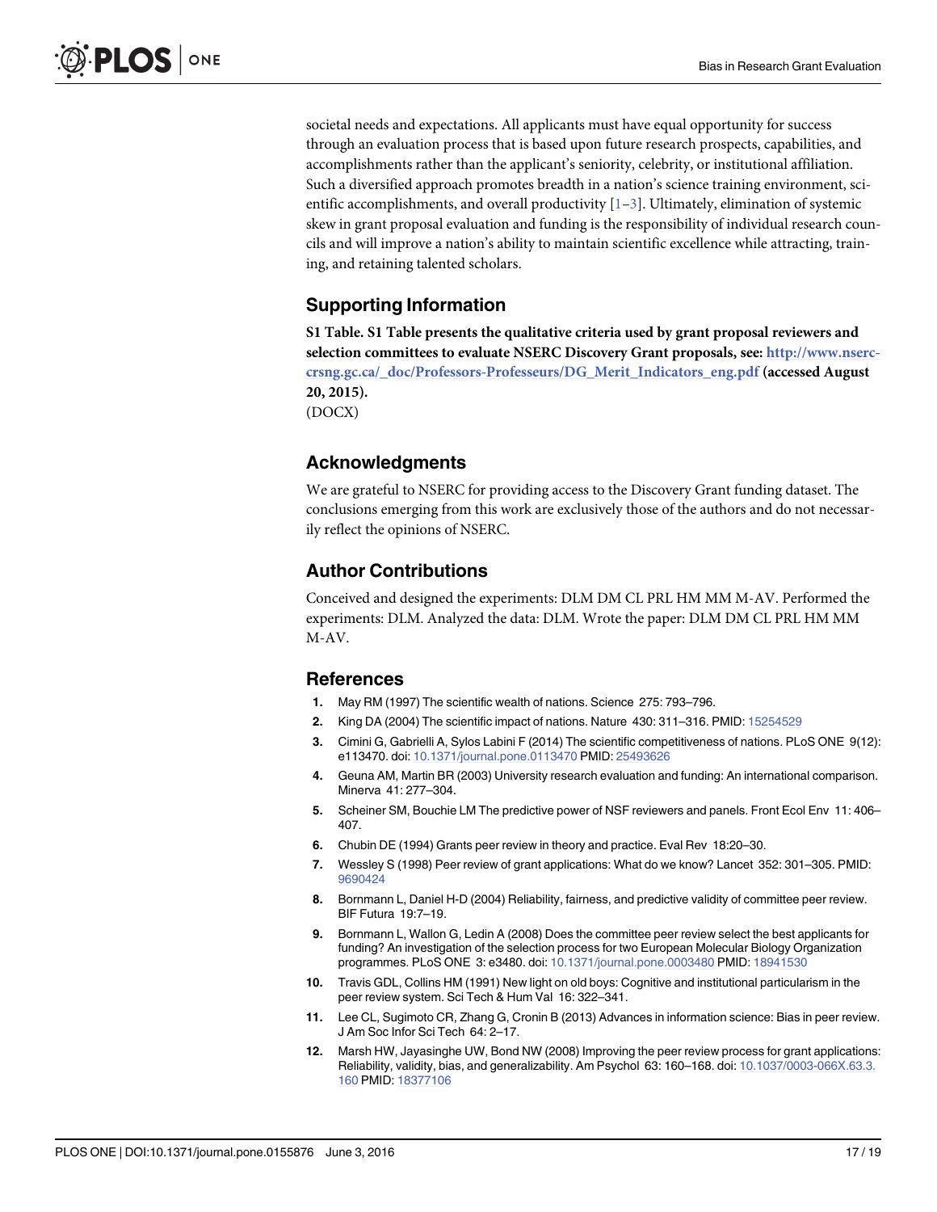societal needs and expectations. All applicants must have equal opportunity for success through an evaluation process that is based upon future research prospects, capabilities, and accomplishments rather than the applicant's seniority, celebrity, or institutional affiliation. Such a diversified approach promotes breadth in a nation's science training environment, scientific accomplishments, and overall productivity [1–3]. Ultimately, elimination of systemic skew in grant proposal evaluation and funding is the responsibility of individual research councils and will improve a nation's ability to maintain scientific excellence while attracting, training, and retaining talented scholars.

## Supporting Information

**S1 Table. S1 Table presents the qualitative criteria used by grant proposal reviewers and selection committees to evaluate NSERC Discovery Grant proposals, see: http://www.nserc-crsng.gc.ca/_doc/Professors-Professeurs/DG_Merit_Indicators_eng.pdf (accessed August 20, 2015).**
(DOCX)

## Acknowledgments

We are grateful to NSERC for providing access to the Discovery Grant funding dataset. The conclusions emerging from this work are exclusively those of the authors and do not necessarily reflect the opinions of NSERC.

## Author Contributions

Conceived and designed the experiments: DLM DM CL PRL HM MM M-AV. Performed the experiments: DLM. Analyzed the data: DLM. Wrote the paper: DLM DM CL PRL HM MM M-AV.

## References

1. May RM (1997) The scientific wealth of nations. Science 275: 793–796.
2. King DA (2004) The scientific impact of nations. Nature 430: 311–316. PMID: 15254529
3. Cimini G, Gabrielli A, Sylos Labini F (2014) The scientific competitiveness of nations. PLoS ONE 9(12): e113470. doi: 10.1371/journal.pone.0113470 PMID: 25493626
4. Geuna AM, Martin BR (2003) University research evaluation and funding: An international comparison. Minerva 41: 277–304.
5. Scheiner SM, Bouchie LM The predictive power of NSF reviewers and panels. Front Ecol Env 11: 406–407.
6. Chubin DE (1994) Grants peer review in theory and practice. Eval Rev 18:20–30.
7. Wessley S (1998) Peer review of grant applications: What do we know? Lancet 352: 301–305. PMID: 9690424
8. Bornmann L, Daniel H-D (2004) Reliability, fairness, and predictive validity of committee peer review. BIF Futura 19:7–19.
9. Bornmann L, Wallon G, Ledin A (2008) Does the committee peer review select the best applicants for funding? An investigation of the selection process for two European Molecular Biology Organization programmes. PLoS ONE 3: e3480. doi: 10.1371/journal.pone.0003480 PMID: 18941530
10. Travis GDL, Collins HM (1991) New light on old boys: Cognitive and institutional particularism in the peer review system. Sci Tech & Hum Val 16: 322–341.
11. Lee CL, Sugimoto CR, Zhang G, Cronin B (2013) Advances in information science: Bias in peer review. J Am Soc Infor Sci Tech 64: 2–17.
12. Marsh HW, Jayasinghe UW, Bond NW (2008) Improving the peer review process for grant applications: Reliability, validity, bias, and generalizability. Am Psychol 63: 160–168. doi: 10.1037/0003-066X.63.3.160 PMID: 18377106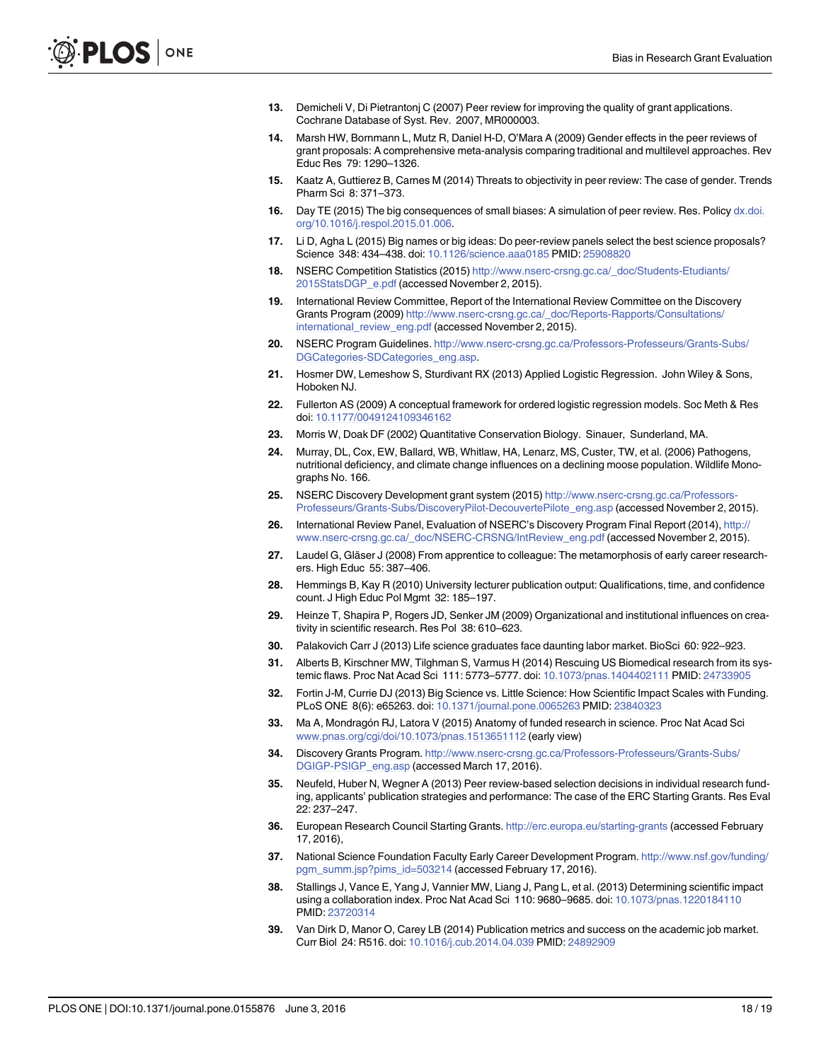13. Demicheli V, Di Pietrantonj C (2007) Peer review for improving the quality of grant applications. Cochrane Database of Syst. Rev. 2007, MR000003.
14. Marsh HW, Bornmann L, Mutz R, Daniel H-D, O'Mara A (2009) Gender effects in the peer reviews of grant proposals: A comprehensive meta-analysis comparing traditional and multilevel approaches. Rev Educ Res 79: 1290–1326.
15. Kaatz A, Guttierez B, Carnes M (2014) Threats to objectivity in peer review: The case of gender. Trends Pharm Sci 8: 371–373.
16. Day TE (2015) The big consequences of small biases: A simulation of peer review. Res. Policy dx.doi.org/10.1016/j.respol.2015.01.006.
17. Li D, Agha L (2015) Big names or big ideas: Do peer-review panels select the best science proposals? Science 348: 434–438. doi: 10.1126/science.aaa0185 PMID: 25908820
18. NSERC Competition Statistics (2015) http://www.nserc-crsng.gc.ca/_doc/Students-Etudiants/2015StatsDGP_e.pdf (accessed November 2, 2015).
19. International Review Committee, Report of the International Review Committee on the Discovery Grants Program (2009) http://www.nserc-crsng.gc.ca/_doc/Reports-Rapports/Consultations/international_review_eng.pdf (accessed November 2, 2015).
20. NSERC Program Guidelines. http://www.nserc-crsng.gc.ca/Professors-Professeurs/Grants-Subs/DGCategories-SDCategories_eng.asp.
21. Hosmer DW, Lemeshow S, Sturdivant RX (2013) Applied Logistic Regression. John Wiley & Sons, Hoboken NJ.
22. Fullerton AS (2009) A conceptual framework for ordered logistic regression models. Soc Meth & Res doi: 10.1177/0049124109346162
23. Morris W, Doak DF (2002) Quantitative Conservation Biology. Sinauer, Sunderland, MA.
24. Murray, DL, Cox, EW, Ballard, WB, Whitlaw, HA, Lenarz, MS, Custer, TW, et al. (2006) Pathogens, nutritional deficiency, and climate change influences on a declining moose population. Wildlife Monographs No. 166.
25. NSERC Discovery Development grant system (2015) http://www.nserc-crsng.gc.ca/Professors-Professeurs/Grants-Subs/DiscoveryPilot-DecouvertePilote_eng.asp (accessed November 2, 2015).
26. International Review Panel, Evaluation of NSERC's Discovery Program Final Report (2014), http://www.nserc-crsng.gc.ca/_doc/NSERC-CRSNG/IntReview_eng.pdf (accessed November 2, 2015).
27. Laudel G, Gläser J (2008) From apprentice to colleague: The metamorphosis of early career researchers. High Educ 55: 387–406.
28. Hemmings B, Kay R (2010) University lecturer publication output: Qualifications, time, and confidence count. J High Educ Pol Mgmt 32: 185–197.
29. Heinze T, Shapira P, Rogers JD, Senker JM (2009) Organizational and institutional influences on creativity in scientific research. Res Pol 38: 610–623.
30. Palakovich Carr J (2013) Life science graduates face daunting labor market. BioSci 60: 922–923.
31. Alberts B, Kirschner MW, Tilghman S, Varmus H (2014) Rescuing US Biomedical research from its systemic flaws. Proc Nat Acad Sci 111: 5773–5777. doi: 10.1073/pnas.1404402111 PMID: 24733905
32. Fortin J-M, Currie DJ (2013) Big Science vs. Little Science: How Scientific Impact Scales with Funding. PLoS ONE 8(6): e65263. doi: 10.1371/journal.pone.0065263 PMID: 23840323
33. Ma A, Mondragón RJ, Latora V (2015) Anatomy of funded research in science. Proc Nat Acad Sci www.pnas.org/cgi/doi/10.1073/pnas.1513651112 (early view)
34. Discovery Grants Program. http://www.nserc-crsng.gc.ca/Professors-Professeurs/Grants-Subs/DGIGP-PSIGP_eng.asp (accessed March 17, 2016).
35. Neufeld, Huber N, Wegner A (2013) Peer review-based selection decisions in individual research funding, applicants' publication strategies and performance: The case of the ERC Starting Grants. Res Eval 22: 237–247.
36. European Research Council Starting Grants. http://erc.europa.eu/starting-grants (accessed February 17, 2016),
37. National Science Foundation Faculty Early Career Development Program. http://www.nsf.gov/funding/pgm_summ.jsp?pims_id=503214 (accessed February 17, 2016).
38. Stallings J, Vance E, Yang J, Vannier MW, Liang J, Pang L, et al. (2013) Determining scientific impact using a collaboration index. Proc Nat Acad Sci 110: 9680–9685. doi: 10.1073/pnas.1220184110 PMID: 23720314
39. Van Dirk D, Manor O, Carey LB (2014) Publication metrics and success on the academic job market. Curr Biol 24: R516. doi: 10.1016/j.cub.2014.04.039 PMID: 24892909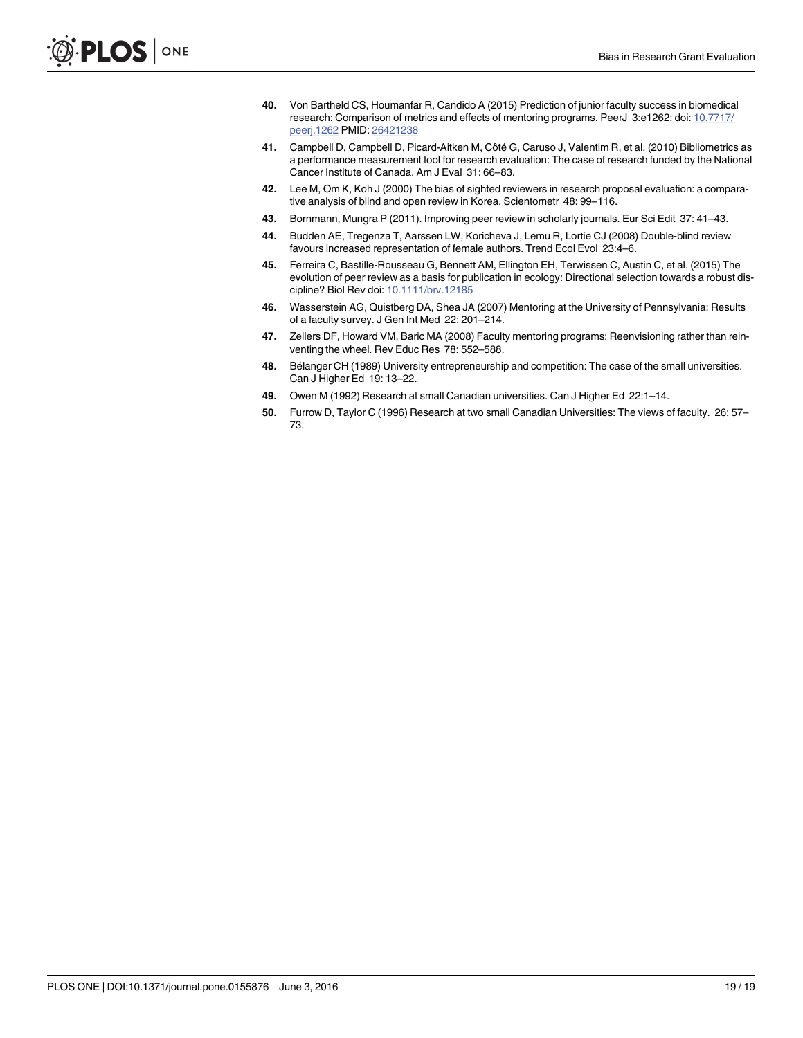40. Von Bartheld CS, Houmanfar R, Candido A (2015) Prediction of junior faculty success in biomedical research: Comparison of metrics and effects of mentoring programs. PeerJ 3:e1262; doi: 10.7717/peerj.1262 PMID: 26421238

41. Campbell D, Campbell D, Picard-Aitken M, Côté G, Caruso J, Valentim R, et al. (2010) Bibliometrics as a performance measurement tool for research evaluation: The case of research funded by the National Cancer Institute of Canada. Am J Eval 31: 66–83.

42. Lee M, Om K, Koh J (2000) The bias of sighted reviewers in research proposal evaluation: a comparative analysis of blind and open review in Korea. Scientometr 48: 99–116.

43. Bornmann, Mungra P (2011). Improving peer review in scholarly journals. Eur Sci Edit 37: 41–43.

44. Budden AE, Tregenza T, Aarssen LW, Koricheva J, Lemu R, Lortie CJ (2008) Double-blind review favours increased representation of female authors. Trend Ecol Evol 23:4–6.

45. Ferreira C, Bastille-Rousseau G, Bennett AM, Ellington EH, Terwissen C, Austin C, et al. (2015) The evolution of peer review as a basis for publication in ecology: Directional selection towards a robust discipline? Biol Rev doi: 10.1111/brv.12185

46. Wasserstein AG, Quistberg DA, Shea JA (2007) Mentoring at the University of Pennsylvania: Results of a faculty survey. J Gen Int Med 22: 201–214.

47. Zellers DF, Howard VM, Baric MA (2008) Faculty mentoring programs: Reenvisioning rather than reinventing the wheel. Rev Educ Res 78: 552–588.

48. Bélanger CH (1989) University entrepreneurship and competition: The case of the small universities. Can J Higher Ed 19: 13–22.

49. Owen M (1992) Research at small Canadian universities. Can J Higher Ed 22:1–14.

50. Furrow D, Taylor C (1996) Research at two small Canadian Universities: The views of faculty. 26: 57–73.